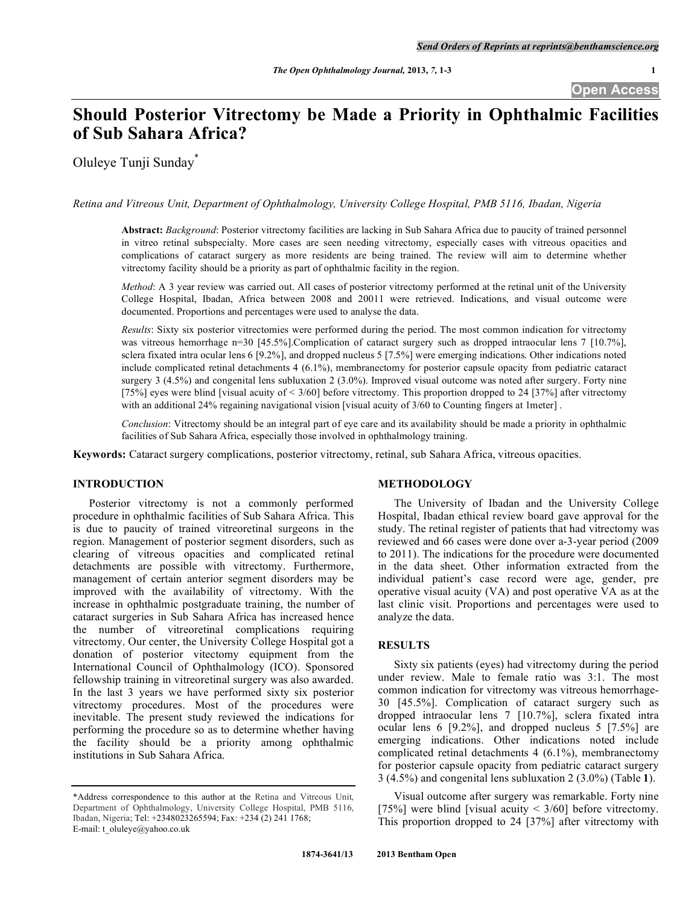# Should Posterior Vitrectomy be Made a Priority in Ophthalmic Facilities of Sub Sahara Africa?

Oluleye Tunji Sunday*

*Retina and Vitreous Unit, Department of Ophthalmology, University College Hospital, PMB 5116, Ibadan, Nigeria*

**Abstract:** *Background*: Posterior vitrectomy facilities are lacking in Sub Sahara Africa due to paucity of trained personnel in vitreo retinal subspecialty. More cases are seen needing vitrectomy, especially cases with vitreous opacities and complications of cataract surgery as more residents are being trained. The review will aim to determine whether vitrectomy facility should be a priority as part of ophthalmic facility in the region.

*Method*: A 3 year review was carried out. All cases of posterior vitrectomy performed at the retinal unit of the University College Hospital, Ibadan, Africa between 2008 and 20011 were retrieved. Indications, and visual outcome were documented. Proportions and percentages were used to analyse the data.

*Results*: Sixty six posterior vitrectomies were performed during the period. The most common indication for vitrectomy was vitreous hemorrhage n=30 [45.5%].Complication of cataract surgery such as dropped intraocular lens 7 [10.7%], sclera fixated intra ocular lens 6 [9.2%], and dropped nucleus 5 [7.5%] were emerging indications. Other indications noted include complicated retinal detachments 4 (6.1%), membranectomy for posterior capsule opacity from pediatric cataract surgery 3 (4.5%) and congenital lens subluxation 2 (3.0%). Improved visual outcome was noted after surgery. Forty nine [75%] eyes were blind [visual acuity of < 3/60] before vitrectomy. This proportion dropped to 24 [37%] after vitrectomy with an additional 24% regaining navigational vision [visual acuity of 3/60 to Counting fingers at 1meter] .

*Conclusion*: Vitrectomy should be an integral part of eye care and its availability should be made a priority in ophthalmic facilities of Sub Sahara Africa, especially those involved in ophthalmology training.

**Keywords:** Cataract surgery complications, posterior vitrectomy, retinal, sub Sahara Africa, vitreous opacities.

## INTRODUCTION

Posterior vitrectomy is not a commonly performed procedure in ophthalmic facilities of Sub Sahara Africa. This is due to paucity of trained vitreoretinal surgeons in the region. Management of posterior segment disorders, such as clearing of vitreous opacities and complicated retinal detachments are possible with vitrectomy. Furthermore, management of certain anterior segment disorders may be improved with the availability of vitrectomy. With the increase in ophthalmic postgraduate training, the number of cataract surgeries in Sub Sahara Africa has increased hence the number of vitreoretinal complications requiring vitrectomy. Our center, the University College Hospital got a donation of posterior vitectomy equipment from the International Council of Ophthalmology (ICO). Sponsored fellowship training in vitreoretinal surgery was also awarded. In the last 3 years we have performed sixty six posterior vitrectomy procedures. Most of the procedures were inevitable. The present study reviewed the indications for performing the procedure so as to determine whether having the facility should be a priority among ophthalmic institutions in Sub Sahara Africa.

*Address correspondence to this author at the Retina and Vitreous Unit, Department of Ophthalmology, University College Hospital, PMB 5116, Ibadan, Nigeria; Tel: +2348023265594; Fax: +234 (2) 241 1768; E-mail: t_oluleye@yahoo.co.uk

## METHODOLOGY

The University of Ibadan and the University College Hospital, Ibadan ethical review board gave approval for the study. The retinal register of patients that had vitrectomy was reviewed and 66 cases were done over a-3-year period (2009 to 2011). The indications for the procedure were documented in the data sheet. Other information extracted from the individual patient's case record were age, gender, pre operative visual acuity (VA) and post operative VA as at the last clinic visit. Proportions and percentages were used to analyze the data.

## RESULTS

Sixty six patients (eyes) had vitrectomy during the period under review. Male to female ratio was 3:1. The most common indication for vitrectomy was vitreous hemorrhage-30 [45.5%]. Complication of cataract surgery such as dropped intraocular lens 7 [10.7%], sclera fixated intra ocular lens 6 [9.2%], and dropped nucleus 5 [7.5%] are emerging indications. Other indications noted include complicated retinal detachments 4 (6.1%), membranectomy for posterior capsule opacity from pediatric cataract surgery 3 (4.5%) and congenital lens subluxation 2 (3.0%) (Table **1**).

Visual outcome after surgery was remarkable. Forty nine [75%] were blind [visual acuity < 3/60] before vitrectomy. This proportion dropped to 24 [37%] after vitrectomy with

1874-3641/13 2013 Bentham Open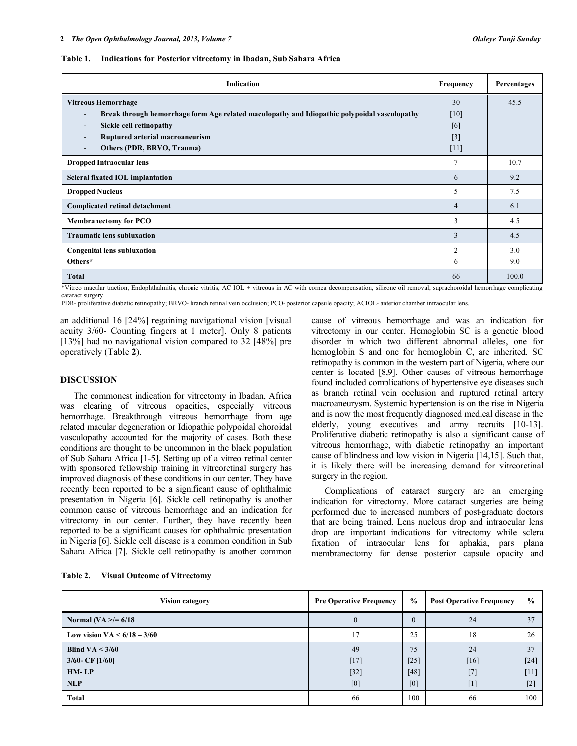**Table 1. Indications for Posterior vitrectomy in Ibadan, Sub Sahara Africa**

| Indication | Frequency | Percentages |
|---|---|---|
| **Vitreous Hemorrhage** | 30 | 45.5 |
| - **Break through hemorrhage form Age related maculopathy and Idiopathic polypoidal vasculopathy** | [10] | |
| - **Sickle cell retinopathy** | [6] | |
| - **Ruptured arterial macroaneurism** | [3] | |
| - **Others (PDR, BRVO, Trauma)** | [11] | |
| **Dropped Intraocular lens** | 7 | 10.7 |
| **Scleral fixated IOL implantation** | 6 | 9.2 |
| **Dropped Nucleus** | 5 | 7.5 |
| **Complicated retinal detachment** | 4 | 6.1 |
| **Membranectomy for PCO** | 3 | 4.5 |
| **Traumatic lens subluxation** | 3 | 4.5 |
| **Congenital lens subluxation** | 2 | 3.0 |
| **Others*** | 6 | 9.0 |
| **Total** | 66 | 100.0 |

*Vitreo macular traction, Endophthalmitis, chronic vitritis, AC IOL + vitreous in AC with cornea decompensation, silicone oil removal, suprachoroidal hemorrhage complicating cataract surgery.

PDR- proliferative diabetic retinopathy; BRVO- branch retinal vein occlusion; PCO- posterior capsule opacity; ACIOL- anterior chamber intraocular lens.

an additional 16 [24%] regaining navigational vision [visual acuity 3/60- Counting fingers at 1 meter]. Only 8 patients [13%] had no navigational vision compared to 32 [48%] pre operatively (Table **2**).

## DISCUSSION

The commonest indication for vitrectomy in Ibadan, Africa was clearing of vitreous opacities, especially vitreous hemorrhage. Breakthrough vitreous hemorrhage from age related macular degeneration or Idiopathic polypoidal choroidal vasculopathy accounted for the majority of cases. Both these conditions are thought to be uncommon in the black population of Sub Sahara Africa [1-5]. Setting up of a vitreo retinal center with sponsored fellowship training in vitreoretinal surgery has improved diagnosis of these conditions in our center. They have recently been reported to be a significant cause of ophthalmic presentation in Nigeria [6]. Sickle cell retinopathy is another common cause of vitreous hemorrhage and an indication for vitrectomy in our center. Further, they have recently been reported to be a significant causes for ophthalmic presentation in Nigeria [6]. Sickle cell disease is a common condition in Sub Sahara Africa [7]. Sickle cell retinopathy is another common cause of vitreous hemorrhage and was an indication for vitrectomy in our center. Hemoglobin SC is a genetic blood disorder in which two different abnormal alleles, one for hemoglobin S and one for hemoglobin C, are inherited. SC retinopathy is common in the western part of Nigeria, where our center is located [8,9]. Other causes of vitreous hemorrhage found included complications of hypertensive eye diseases such as branch retinal vein occlusion and ruptured retinal artery macroaneurysm. Systemic hypertension is on the rise in Nigeria and is now the most frequently diagnosed medical disease in the elderly, young executives and army recruits [10-13]. Proliferative diabetic retinopathy is also a significant cause of vitreous hemorrhage, with diabetic retinopathy an important cause of blindness and low vision in Nigeria [14,15]. Such that, it is likely there will be increasing demand for vitreoretinal surgery in the region.

Complications of cataract surgery are an emerging indication for vitrectomy. More cataract surgeries are being performed due to increased numbers of post-graduate doctors that are being trained. Lens nucleus drop and intraocular lens drop are important indications for vitrectomy while sclera fixation of intraocular lens for aphakia, pars plana membranectomy for dense posterior capsule opacity and

**Table 2. Visual Outcome of Vitrectomy**

| Vision category | Pre Operative Frequency | % | Post Operative Frequency | % |
|---|---|---|---|---|
| **Normal (VA >/= 6/18** | 0 | 0 | 24 | 37 |
| **Low vision VA < 6/18 – 3/60** | 17 | 25 | 18 | 26 |
| **Blind VA < 3/60** | 49 | 75 | 24 | 37 |
| **3/60- CF [1/60]** | [17] | [25] | [16] | [24] |
| **HM- LP** | [32] | [48] | [7] | [11] |
| **NLP** | [0] | [0] | [1] | [2] |
| **Total** | 66 | 100 | 66 | 100 |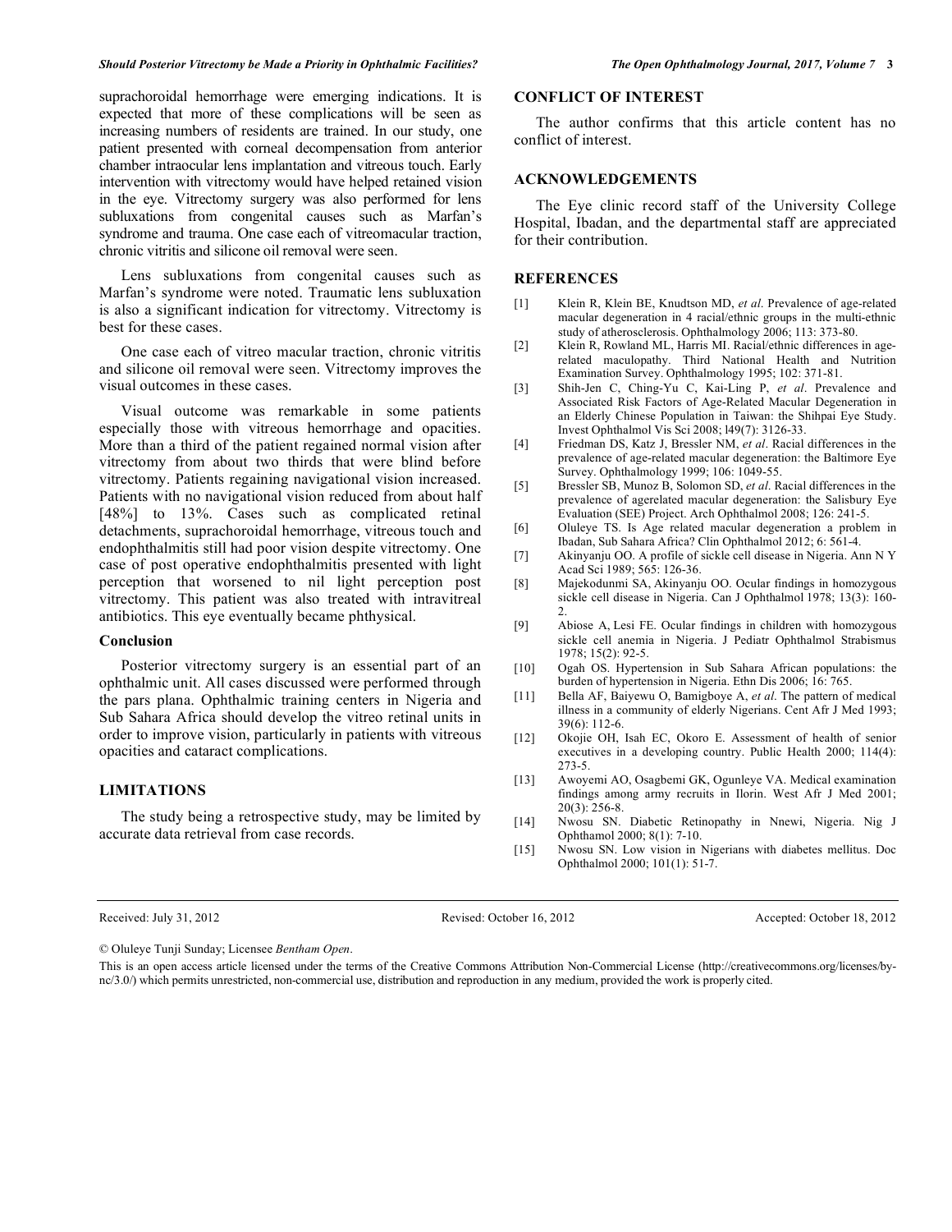suprachoroidal hemorrhage were emerging indications. It is expected that more of these complications will be seen as increasing numbers of residents are trained. In our study, one patient presented with corneal decompensation from anterior chamber intraocular lens implantation and vitreous touch. Early intervention with vitrectomy would have helped retained vision in the eye. Vitrectomy surgery was also performed for lens subluxations from congenital causes such as Marfan's syndrome and trauma. One case each of vitreomacular traction, chronic vitritis and silicone oil removal were seen.

Lens subluxations from congenital causes such as Marfan's syndrome were noted. Traumatic lens subluxation is also a significant indication for vitrectomy. Vitrectomy is best for these cases.

One case each of vitreo macular traction, chronic vitritis and silicone oil removal were seen. Vitrectomy improves the visual outcomes in these cases.

Visual outcome was remarkable in some patients especially those with vitreous hemorrhage and opacities. More than a third of the patient regained normal vision after vitrectomy from about two thirds that were blind before vitrectomy. Patients regaining navigational vision increased. Patients with no navigational vision reduced from about half [48%] to 13%. Cases such as complicated retinal detachments, suprachoroidal hemorrhage, vitreous touch and endophthalmitis still had poor vision despite vitrectomy. One case of post operative endophthalmitis presented with light perception that worsened to nil light perception post vitrectomy. This patient was also treated with intravitreal antibiotics. This eye eventually became phthysical.

### Conclusion

Posterior vitrectomy surgery is an essential part of an ophthalmic unit. All cases discussed were performed through the pars plana. Ophthalmic training centers in Nigeria and Sub Sahara Africa should develop the vitreo retinal units in order to improve vision, particularly in patients with vitreous opacities and cataract complications.

## LIMITATIONS

The study being a retrospective study, may be limited by accurate data retrieval from case records.

## CONFLICT OF INTEREST

The author confirms that this article content has no conflict of interest.

## ACKNOWLEDGEMENTS

The Eye clinic record staff of the University College Hospital, Ibadan, and the departmental staff are appreciated for their contribution.

## REFERENCES

[1] Klein R, Klein BE, Knudtson MD, *et al*. Prevalence of age-related macular degeneration in 4 racial/ethnic groups in the multi-ethnic study of atherosclerosis. Ophthalmology 2006; 113: 373-80.

[2] Klein R, Rowland ML, Harris MI. Racial/ethnic differences in age-related maculopathy. Third National Health and Nutrition Examination Survey. Ophthalmology 1995; 102: 371-81.

[3] Shih-Jen C, Ching-Yu C, Kai-Ling P, *et al*. Prevalence and Associated Risk Factors of Age-Related Macular Degeneration in an Elderly Chinese Population in Taiwan: the Shihpai Eye Study. Invest Ophthalmol Vis Sci 2008; l49(7): 3126-33.

[4] Friedman DS, Katz J, Bressler NM, *et al*. Racial differences in the prevalence of age-related macular degeneration: the Baltimore Eye Survey. Ophthalmology 1999; 106: 1049-55.

[5] Bressler SB, Munoz B, Solomon SD, *et al*. Racial differences in the prevalence of agerelated macular degeneration: the Salisbury Eye Evaluation (SEE) Project. Arch Ophthalmol 2008; 126: 241-5.

[6] Oluleye TS. Is Age related macular degeneration a problem in Ibadan, Sub Sahara Africa? Clin Ophthalmol 2012; 6: 561-4.

[7] Akinyanju OO. A profile of sickle cell disease in Nigeria. Ann N Y Acad Sci 1989; 565: 126-36.

[8] Majekodunmi SA, Akinyanju OO. Ocular findings in homozygous sickle cell disease in Nigeria. Can J Ophthalmol 1978; 13(3): 160-2.

[9] Abiose A, Lesi FE. Ocular findings in children with homozygous sickle cell anemia in Nigeria. J Pediatr Ophthalmol Strabismus 1978; 15(2): 92-5.

[10] Ogah OS. Hypertension in Sub Sahara African populations: the burden of hypertension in Nigeria. Ethn Dis 2006; 16: 765.

[11] Bella AF, Baiyewu O, Bamigboye A, *et al*. The pattern of medical illness in a community of elderly Nigerians. Cent Afr J Med 1993; 39(6): 112-6.

[12] Okojie OH, Isah EC, Okoro E. Assessment of health of senior executives in a developing country. Public Health 2000; 114(4): 273-5.

[13] Awoyemi AO, Osagbemi GK, Ogunleye VA. Medical examination findings among army recruits in Ilorin. West Afr J Med 2001; 20(3): 256-8.

[14] Nwosu SN. Diabetic Retinopathy in Nnewi, Nigeria. Nig J Ophthamol 2000; 8(1): 7-10.

[15] Nwosu SN. Low vision in Nigerians with diabetes mellitus. Doc Ophthalmol 2000; 101(1): 51-7.

Received: July 31, 2012 Revised: October 16, 2012 Accepted: October 18, 2012

© Oluleye Tunji Sunday; Licensee *Bentham Open*.

This is an open access article licensed under the terms of the Creative Commons Attribution Non-Commercial License (http://creativecommons.org/licenses/by-nc/3.0/) which permits unrestricted, non-commercial use, distribution and reproduction in any medium, provided the work is properly cited.